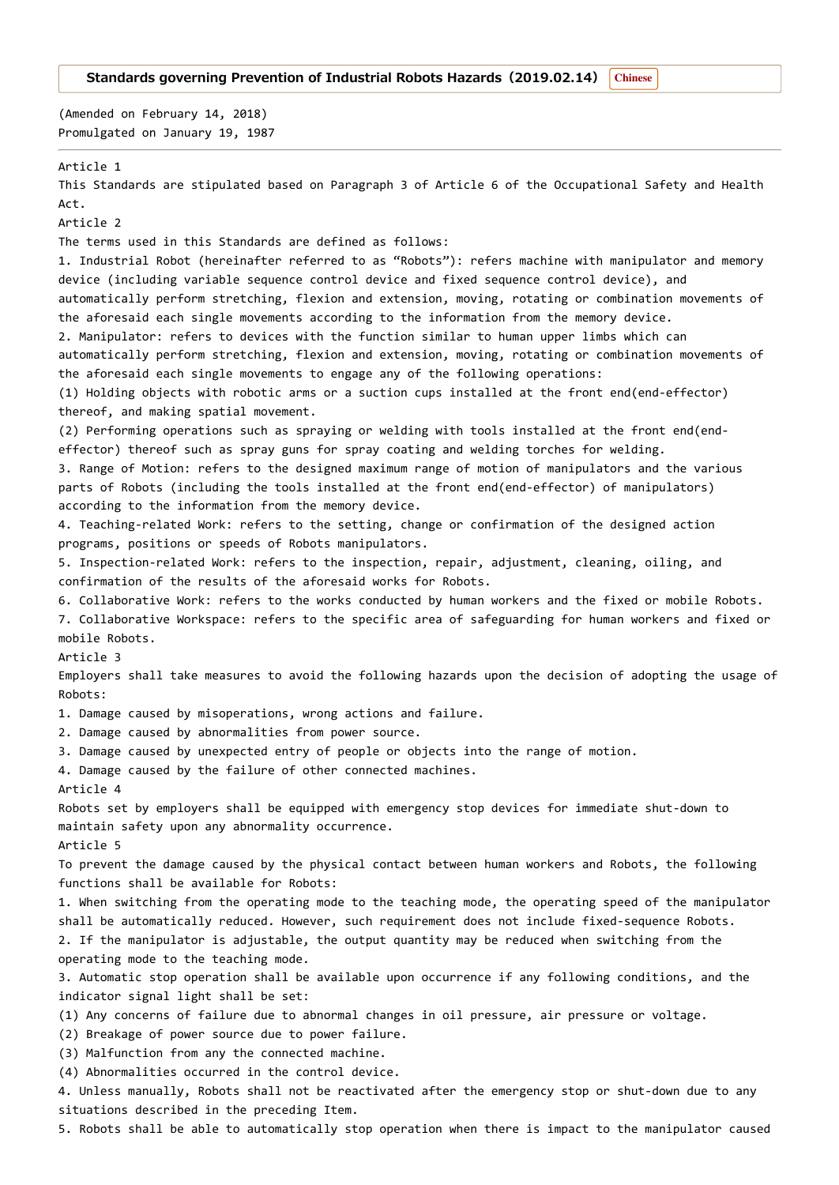# Standards governing Prevention of Industrial Robots Hazards（2019.02.14） Chinese

(Amended on February 14, 2018)
Promulgated on January 19, 1987

---

Article 1

This Standards are stipulated based on Paragraph 3 of Article 6 of the Occupational Safety and Health Act.

Article 2

The terms used in this Standards are defined as follows:

1. Industrial Robot (hereinafter referred to as “Robots”): refers machine with manipulator and memory device (including variable sequence control device and fixed sequence control device), and automatically perform stretching, flexion and extension, moving, rotating or combination movements of the aforesaid each single movements according to the information from the memory device.
2. Manipulator: refers to devices with the function similar to human upper limbs which can automatically perform stretching, flexion and extension, moving, rotating or combination movements of the aforesaid each single movements to engage any of the following operations:
(1) Holding objects with robotic arms or a suction cups installed at the front end(end-effector) thereof, and making spatial movement.
(2) Performing operations such as spraying or welding with tools installed at the front end(end-effector) thereof such as spray guns for spray coating and welding torches for welding.
3. Range of Motion: refers to the designed maximum range of motion of manipulators and the various parts of Robots (including the tools installed at the front end(end-effector) of manipulators) according to the information from the memory device.
4. Teaching-related Work: refers to the setting, change or confirmation of the designed action programs, positions or speeds of Robots manipulators.
5. Inspection-related Work: refers to the inspection, repair, adjustment, cleaning, oiling, and confirmation of the results of the aforesaid works for Robots.
6. Collaborative Work: refers to the works conducted by human workers and the fixed or mobile Robots.
7. Collaborative Workspace: refers to the specific area of safeguarding for human workers and fixed or mobile Robots.

Article 3

Employers shall take measures to avoid the following hazards upon the decision of adopting the usage of Robots:

1. Damage caused by misoperations, wrong actions and failure.
2. Damage caused by abnormalities from power source.
3. Damage caused by unexpected entry of people or objects into the range of motion.
4. Damage caused by the failure of other connected machines.

Article 4

Robots set by employers shall be equipped with emergency stop devices for immediate shut-down to maintain safety upon any abnormality occurrence.

Article 5

To prevent the damage caused by the physical contact between human workers and Robots, the following functions shall be available for Robots:

1. When switching from the operating mode to the teaching mode, the operating speed of the manipulator shall be automatically reduced. However, such requirement does not include fixed-sequence Robots.
2. If the manipulator is adjustable, the output quantity may be reduced when switching from the operating mode to the teaching mode.
3. Automatic stop operation shall be available upon occurrence if any following conditions, and the indicator signal light shall be set:
(1) Any concerns of failure due to abnormal changes in oil pressure, air pressure or voltage.
(2) Breakage of power source due to power failure.
(3) Malfunction from any the connected machine.
(4) Abnormalities occurred in the control device.
4. Unless manually, Robots shall not be reactivated after the emergency stop or shut-down due to any situations described in the preceding Item.
5. Robots shall be able to automatically stop operation when there is impact to the manipulator caused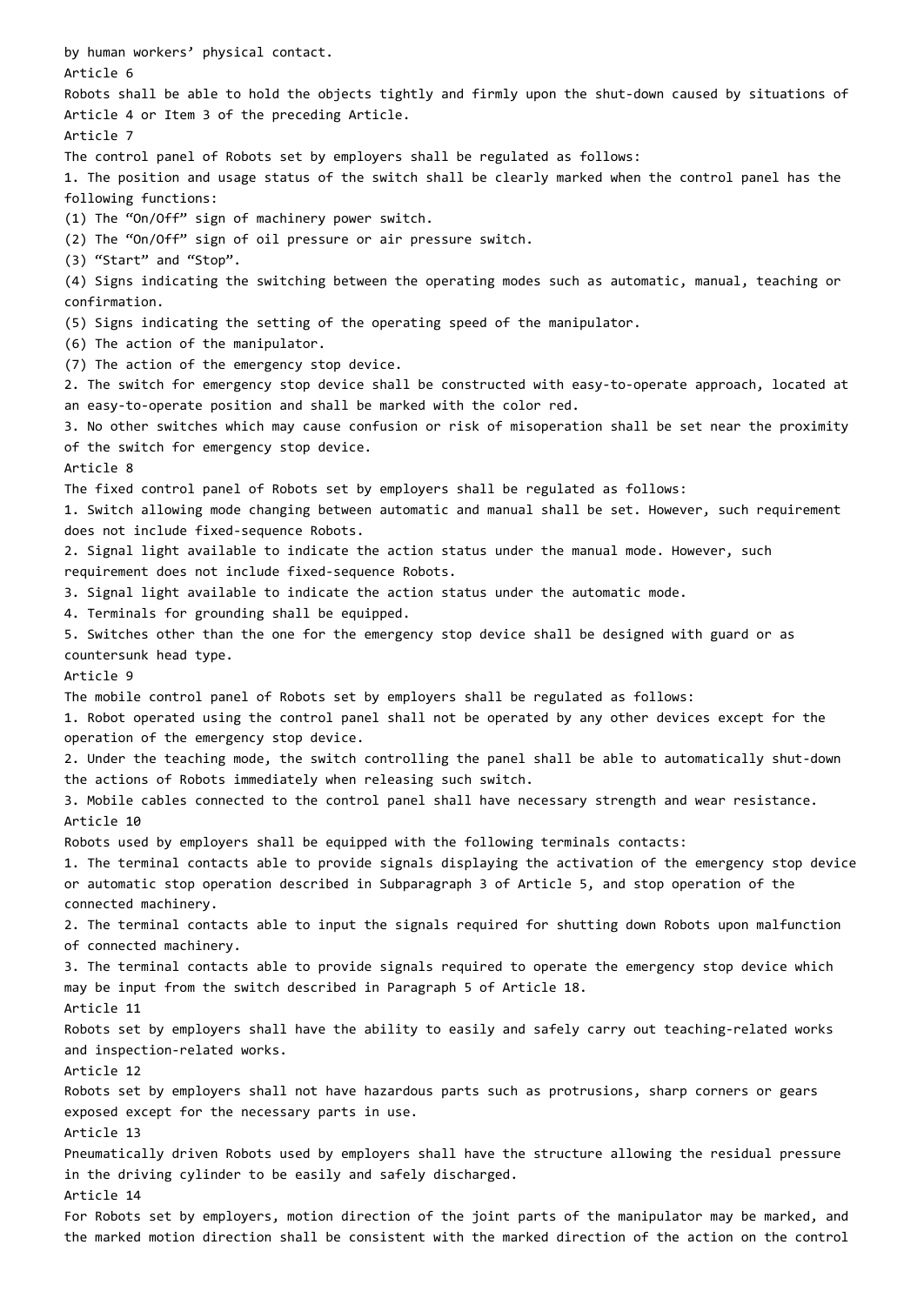by human workers' physical contact.

Article 6

Robots shall be able to hold the objects tightly and firmly upon the shut-down caused by situations of Article 4 or Item 3 of the preceding Article.

Article 7

The control panel of Robots set by employers shall be regulated as follows:

1. The position and usage status of the switch shall be clearly marked when the control panel has the following functions:

(1) The "On/Off" sign of machinery power switch.

(2) The "On/Off" sign of oil pressure or air pressure switch.

(3) "Start" and "Stop".

(4) Signs indicating the switching between the operating modes such as automatic, manual, teaching or confirmation.

(5) Signs indicating the setting of the operating speed of the manipulator.

(6) The action of the manipulator.

(7) The action of the emergency stop device.

2. The switch for emergency stop device shall be constructed with easy-to-operate approach, located at an easy-to-operate position and shall be marked with the color red.

3. No other switches which may cause confusion or risk of misoperation shall be set near the proximity of the switch for emergency stop device.

Article 8

The fixed control panel of Robots set by employers shall be regulated as follows:

1. Switch allowing mode changing between automatic and manual shall be set. However, such requirement does not include fixed-sequence Robots.

2. Signal light available to indicate the action status under the manual mode. However, such requirement does not include fixed-sequence Robots.

3. Signal light available to indicate the action status under the automatic mode.

4. Terminals for grounding shall be equipped.

5. Switches other than the one for the emergency stop device shall be designed with guard or as countersunk head type.

Article 9

The mobile control panel of Robots set by employers shall be regulated as follows:

1. Robot operated using the control panel shall not be operated by any other devices except for the operation of the emergency stop device.

2. Under the teaching mode, the switch controlling the panel shall be able to automatically shut-down the actions of Robots immediately when releasing such switch.

3. Mobile cables connected to the control panel shall have necessary strength and wear resistance.

Article 10

Robots used by employers shall be equipped with the following terminals contacts:

1. The terminal contacts able to provide signals displaying the activation of the emergency stop device or automatic stop operation described in Subparagraph 3 of Article 5, and stop operation of the connected machinery.

2. The terminal contacts able to input the signals required for shutting down Robots upon malfunction of connected machinery.

3. The terminal contacts able to provide signals required to operate the emergency stop device which may be input from the switch described in Paragraph 5 of Article 18.

Article 11

Robots set by employers shall have the ability to easily and safely carry out teaching-related works and inspection-related works.

Article 12

Robots set by employers shall not have hazardous parts such as protrusions, sharp corners or gears exposed except for the necessary parts in use.

Article 13

Pneumatically driven Robots used by employers shall have the structure allowing the residual pressure in the driving cylinder to be easily and safely discharged.

Article 14

For Robots set by employers, motion direction of the joint parts of the manipulator may be marked, and the marked motion direction shall be consistent with the marked direction of the action on the control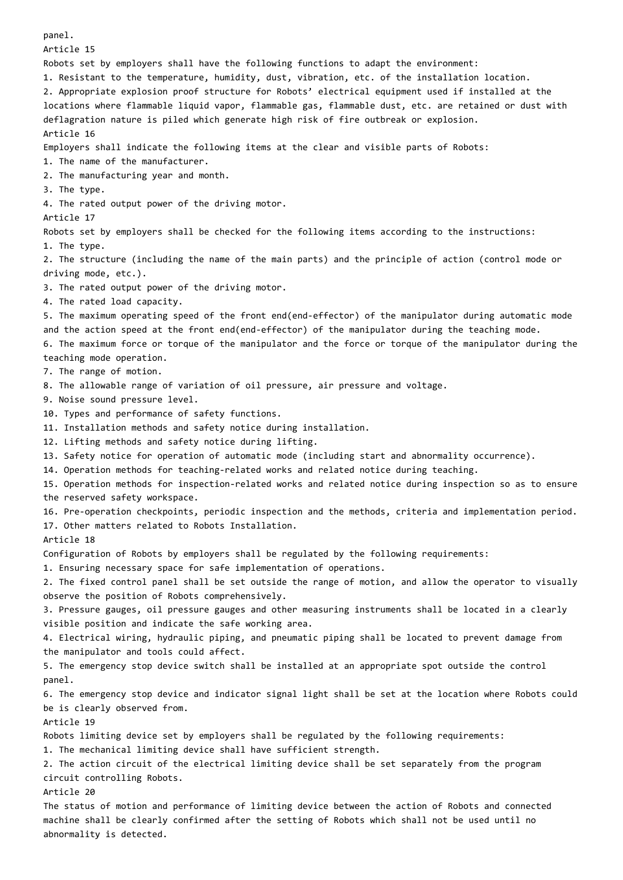panel.

### Article 15

Robots set by employers shall have the following functions to adapt the environment:

1. Resistant to the temperature, humidity, dust, vibration, etc. of the installation location.
2. Appropriate explosion proof structure for Robots' electrical equipment used if installed at the locations where flammable liquid vapor, flammable gas, flammable dust, etc. are retained or dust with deflagration nature is piled which generate high risk of fire outbreak or explosion.

### Article 16

Employers shall indicate the following items at the clear and visible parts of Robots:

1. The name of the manufacturer.
2. The manufacturing year and month.
3. The type.
4. The rated output power of the driving motor.

### Article 17

Robots set by employers shall be checked for the following items according to the instructions:

1. The type.
2. The structure (including the name of the main parts) and the principle of action (control mode or driving mode, etc.).
3. The rated output power of the driving motor.
4. The rated load capacity.
5. The maximum operating speed of the front end(end-effector) of the manipulator during automatic mode and the action speed at the front end(end-effector) of the manipulator during the teaching mode.
6. The maximum force or torque of the manipulator and the force or torque of the manipulator during the teaching mode operation.
7. The range of motion.
8. The allowable range of variation of oil pressure, air pressure and voltage.
9. Noise sound pressure level.
10. Types and performance of safety functions.
11. Installation methods and safety notice during installation.
12. Lifting methods and safety notice during lifting.
13. Safety notice for operation of automatic mode (including start and abnormality occurrence).
14. Operation methods for teaching-related works and related notice during teaching.
15. Operation methods for inspection-related works and related notice during inspection so as to ensure the reserved safety workspace.
16. Pre-operation checkpoints, periodic inspection and the methods, criteria and implementation period.
17. Other matters related to Robots Installation.

### Article 18

Configuration of Robots by employers shall be regulated by the following requirements:

1. Ensuring necessary space for safe implementation of operations.
2. The fixed control panel shall be set outside the range of motion, and allow the operator to visually observe the position of Robots comprehensively.
3. Pressure gauges, oil pressure gauges and other measuring instruments shall be located in a clearly visible position and indicate the safe working area.
4. Electrical wiring, hydraulic piping, and pneumatic piping shall be located to prevent damage from the manipulator and tools could affect.
5. The emergency stop device switch shall be installed at an appropriate spot outside the control panel.
6. The emergency stop device and indicator signal light shall be set at the location where Robots could be is clearly observed from.

### Article 19

Robots limiting device set by employers shall be regulated by the following requirements:

1. The mechanical limiting device shall have sufficient strength.
2. The action circuit of the electrical limiting device shall be set separately from the program circuit controlling Robots.

### Article 20

The status of motion and performance of limiting device between the action of Robots and connected machine shall be clearly confirmed after the setting of Robots which shall not be used until no abnormality is detected.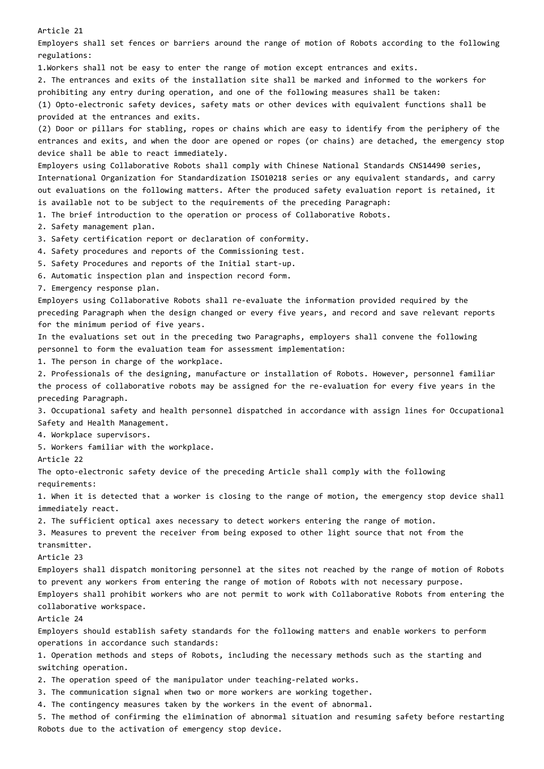Article 21

Employers shall set fences or barriers around the range of motion of Robots according to the following regulations:

1.Workers shall not be easy to enter the range of motion except entrances and exits.

2. The entrances and exits of the installation site shall be marked and informed to the workers for prohibiting any entry during operation, and one of the following measures shall be taken:

(1) Opto-electronic safety devices, safety mats or other devices with equivalent functions shall be provided at the entrances and exits.

(2) Door or pillars for stabling, ropes or chains which are easy to identify from the periphery of the entrances and exits, and when the door are opened or ropes (or chains) are detached, the emergency stop device shall be able to react immediately.

Employers using Collaborative Robots shall comply with Chinese National Standards CNS14490 series, International Organization for Standardization ISO10218 series or any equivalent standards, and carry out evaluations on the following matters. After the produced safety evaluation report is retained, it is available not to be subject to the requirements of the preceding Paragraph:

1. The brief introduction to the operation or process of Collaborative Robots.
2. Safety management plan.
3. Safety certification report or declaration of conformity.
4. Safety procedures and reports of the Commissioning test.
5. Safety Procedures and reports of the Initial start-up.
6. Automatic inspection plan and inspection record form.
7. Emergency response plan.

Employers using Collaborative Robots shall re-evaluate the information provided required by the preceding Paragraph when the design changed or every five years, and record and save relevant reports for the minimum period of five years.

In the evaluations set out in the preceding two Paragraphs, employers shall convene the following personnel to form the evaluation team for assessment implementation:

1. The person in charge of the workplace.
2. Professionals of the designing, manufacture or installation of Robots. However, personnel familiar the process of collaborative robots may be assigned for the re-evaluation for every five years in the preceding Paragraph.
3. Occupational safety and health personnel dispatched in accordance with assign lines for Occupational Safety and Health Management.
4. Workplace supervisors.
5. Workers familiar with the workplace.

Article 22

The opto-electronic safety device of the preceding Article shall comply with the following requirements:

1. When it is detected that a worker is closing to the range of motion, the emergency stop device shall immediately react.
2. The sufficient optical axes necessary to detect workers entering the range of motion.
3. Measures to prevent the receiver from being exposed to other light source that not from the transmitter.

Article 23

Employers shall dispatch monitoring personnel at the sites not reached by the range of motion of Robots to prevent any workers from entering the range of motion of Robots with not necessary purpose.

Employers shall prohibit workers who are not permit to work with Collaborative Robots from entering the collaborative workspace.

Article 24

Employers should establish safety standards for the following matters and enable workers to perform operations in accordance such standards:

1. Operation methods and steps of Robots, including the necessary methods such as the starting and switching operation.
2. The operation speed of the manipulator under teaching-related works.
3. The communication signal when two or more workers are working together.
4. The contingency measures taken by the workers in the event of abnormal.
5. The method of confirming the elimination of abnormal situation and resuming safety before restarting Robots due to the activation of emergency stop device.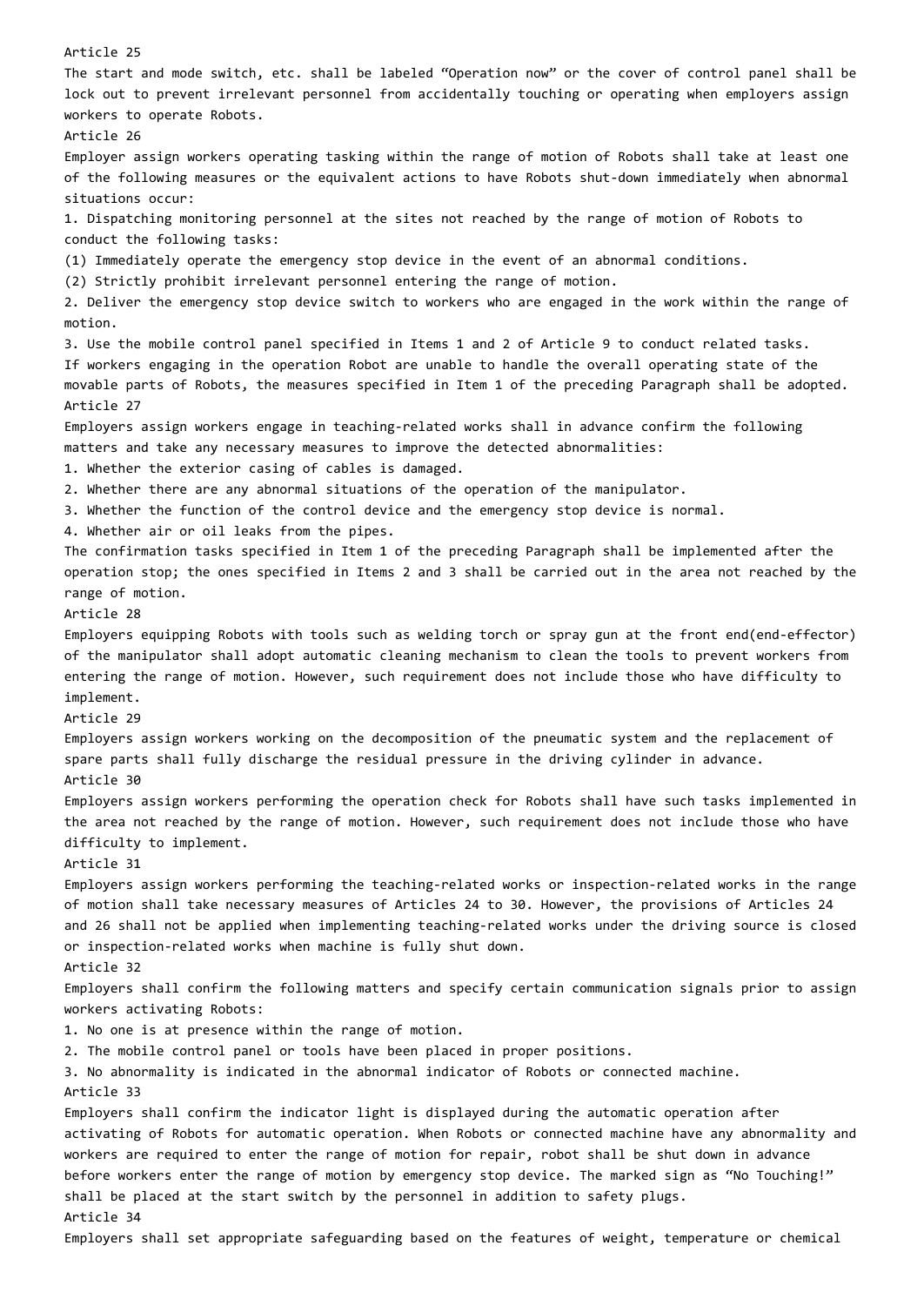Article 25

The start and mode switch, etc. shall be labeled "Operation now" or the cover of control panel shall be lock out to prevent irrelevant personnel from accidentally touching or operating when employers assign workers to operate Robots.

Article 26

Employer assign workers operating tasking within the range of motion of Robots shall take at least one of the following measures or the equivalent actions to have Robots shut-down immediately when abnormal situations occur:

1. Dispatching monitoring personnel at the sites not reached by the range of motion of Robots to conduct the following tasks:

(1) Immediately operate the emergency stop device in the event of an abnormal conditions.

(2) Strictly prohibit irrelevant personnel entering the range of motion.

2. Deliver the emergency stop device switch to workers who are engaged in the work within the range of motion.

3. Use the mobile control panel specified in Items 1 and 2 of Article 9 to conduct related tasks.

If workers engaging in the operation Robot are unable to handle the overall operating state of the movable parts of Robots, the measures specified in Item 1 of the preceding Paragraph shall be adopted.

Article 27

Employers assign workers engage in teaching-related works shall in advance confirm the following matters and take any necessary measures to improve the detected abnormalities:

1. Whether the exterior casing of cables is damaged.

2. Whether there are any abnormal situations of the operation of the manipulator.

3. Whether the function of the control device and the emergency stop device is normal.

4. Whether air or oil leaks from the pipes.

The confirmation tasks specified in Item 1 of the preceding Paragraph shall be implemented after the operation stop; the ones specified in Items 2 and 3 shall be carried out in the area not reached by the range of motion.

Article 28

Employers equipping Robots with tools such as welding torch or spray gun at the front end(end-effector) of the manipulator shall adopt automatic cleaning mechanism to clean the tools to prevent workers from entering the range of motion. However, such requirement does not include those who have difficulty to implement.

Article 29

Employers assign workers working on the decomposition of the pneumatic system and the replacement of spare parts shall fully discharge the residual pressure in the driving cylinder in advance.

Article 30

Employers assign workers performing the operation check for Robots shall have such tasks implemented in the area not reached by the range of motion. However, such requirement does not include those who have difficulty to implement.

Article 31

Employers assign workers performing the teaching-related works or inspection-related works in the range of motion shall take necessary measures of Articles 24 to 30. However, the provisions of Articles 24 and 26 shall not be applied when implementing teaching-related works under the driving source is closed or inspection-related works when machine is fully shut down.

Article 32

Employers shall confirm the following matters and specify certain communication signals prior to assign workers activating Robots:

1. No one is at presence within the range of motion.

2. The mobile control panel or tools have been placed in proper positions.

3. No abnormality is indicated in the abnormal indicator of Robots or connected machine.

Article 33

Employers shall confirm the indicator light is displayed during the automatic operation after activating of Robots for automatic operation. When Robots or connected machine have any abnormality and workers are required to enter the range of motion for repair, robot shall be shut down in advance before workers enter the range of motion by emergency stop device. The marked sign as "No Touching!" shall be placed at the start switch by the personnel in addition to safety plugs.

Article 34

Employers shall set appropriate safeguarding based on the features of weight, temperature or chemical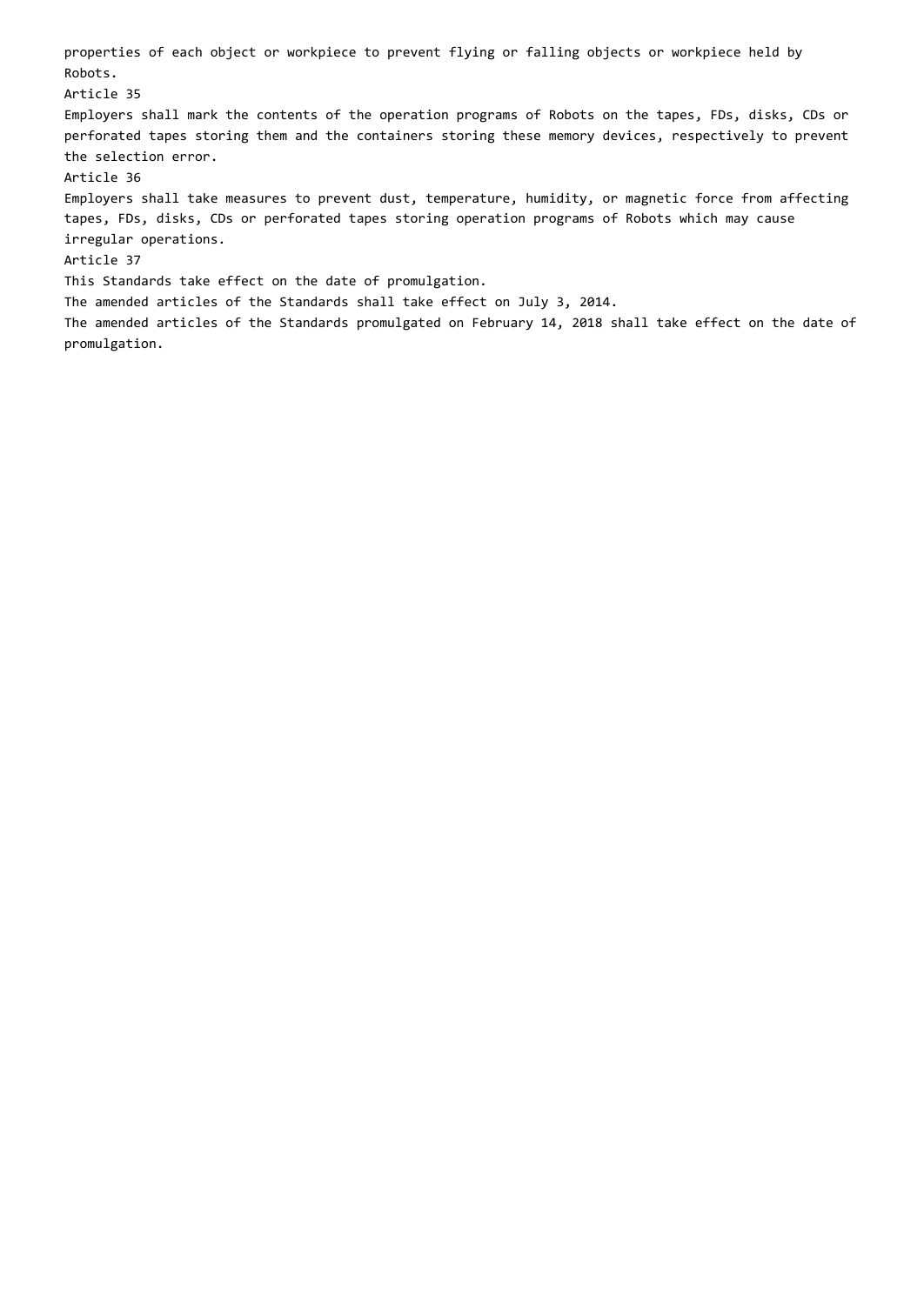properties of each object or workpiece to prevent flying or falling objects or workpiece held by Robots.

Article 35

Employers shall mark the contents of the operation programs of Robots on the tapes, FDs, disks, CDs or perforated tapes storing them and the containers storing these memory devices, respectively to prevent the selection error.

Article 36

Employers shall take measures to prevent dust, temperature, humidity, or magnetic force from affecting tapes, FDs, disks, CDs or perforated tapes storing operation programs of Robots which may cause irregular operations.

Article 37

This Standards take effect on the date of promulgation.

The amended articles of the Standards shall take effect on July 3, 2014.

The amended articles of the Standards promulgated on February 14, 2018 shall take effect on the date of promulgation.